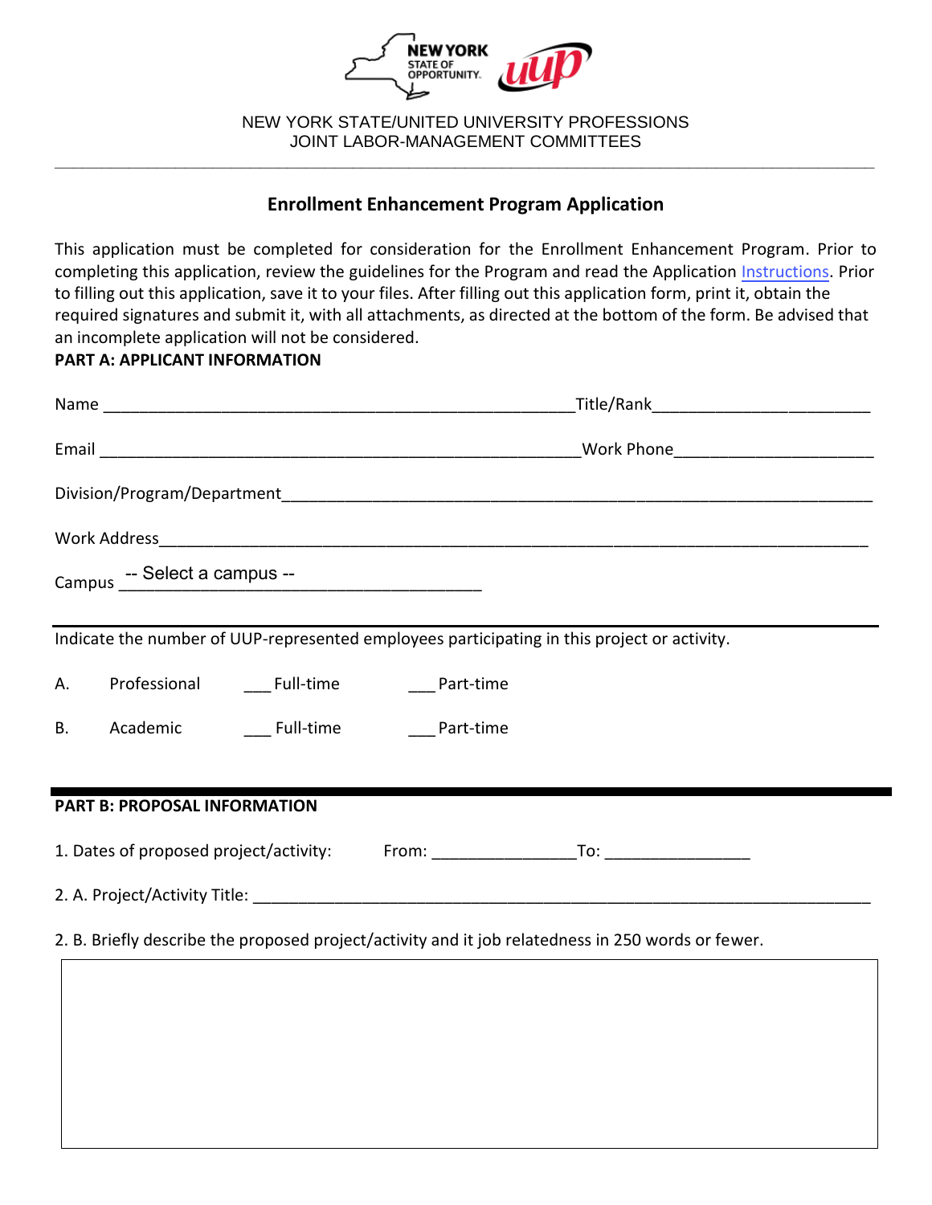NEW YORK STATE/UNITED UNIVERSITY PROFESSIONS
JOINT LABOR-MANAGEMENT COMMITTEES

## Enrollment Enhancement Program Application

This application must be completed for consideration for the Enrollment Enhancement Program. Prior to completing this application, review the guidelines for the Program and read the Application Instructions. Prior to filling out this application, save it to your files. After filling out this application form, print it, obtain the required signatures and submit it, with all attachments, as directed at the bottom of the form. Be advised that an incomplete application will not be considered.

**PART A: APPLICANT INFORMATION**

Name ____________________________________________________ Title/Rank________________________

Email _____________________________________________________ Work Phone______________________

Division/Program/Department_________________________________________________________________

Work Address_______________________________________________________________________________

Campus -- Select a campus -- ___________________________________

Indicate the number of UUP-represented employees participating in this project or activity.

A. Professional ___ Full-time ___ Part-time

B. Academic ___ Full-time ___ Part-time

**PART B: PROPOSAL INFORMATION**

1. Dates of proposed project/activity: From: _______________ To: _______________

2. A. Project/Activity Title: ______________________________________________________________________

2. B. Briefly describe the proposed project/activity and it job relatedness in 250 words or fewer.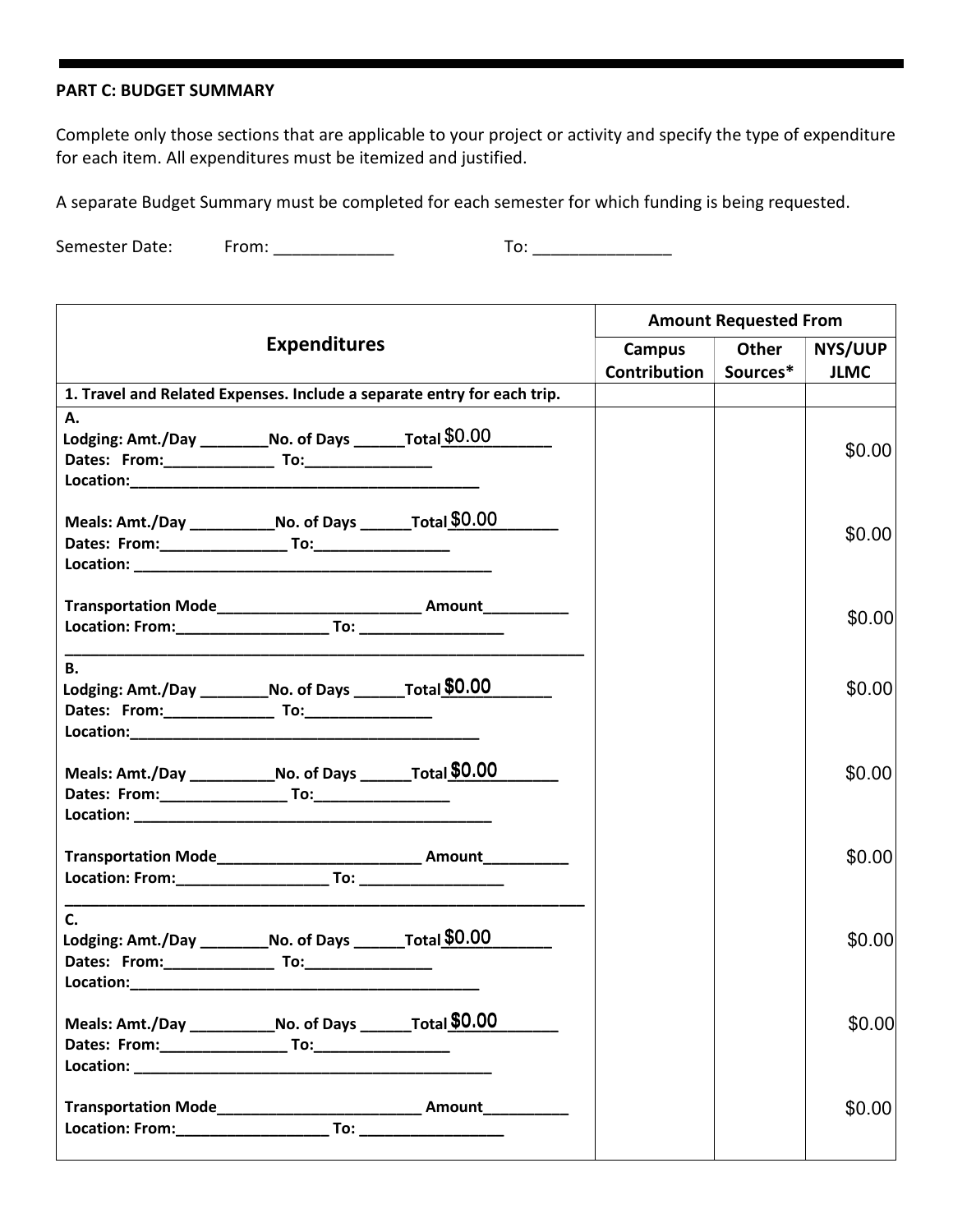**PART C: BUDGET SUMMARY**

Complete only those sections that are applicable to your project or activity and specify the type of expenditure for each item. All expenditures must be itemized and justified.

A separate Budget Summary must be completed for each semester for which funding is being requested.

Semester Date: From: _____________ To: _______________

| Expenditures | Amount Requested From | | |
|---|---|---|---|
| | Campus Contribution | Other Sources* | NYS/UUP JLMC |
| **1. Travel and Related Expenses. Include a separate entry for each trip.** | | | |
| **A.**<br>**Lodging: Amt./Day** ________**No. of Days** ______**Total** $0.00<br>**Dates: From:**_____________ **To:**_______________<br>**Location:**___________________________________________ | | | $0.00 |
| **Meals: Amt./Day** __________**No. of Days** ______**Total** $0.00<br>**Dates: From:**_______________ **To:**________________<br>**Location:** ____________________________________________ | | | $0.00 |
| **Transportation Mode**________________________ **Amount**__________<br>**Location: From:**__________________ **To:** _________________ | | | $0.00 |
| **B.**<br>**Lodging: Amt./Day** ________**No. of Days** ______**Total** $0.00<br>**Dates: From:**_____________ **To:**_______________<br>**Location:**___________________________________________ | | | $0.00 |
| **Meals: Amt./Day** __________**No. of Days** ______**Total** $0.00<br>**Dates: From:**_______________ **To:**________________<br>**Location:** ____________________________________________ | | | $0.00 |
| **Transportation Mode**________________________ **Amount**__________<br>**Location: From:**__________________ **To:** _________________ | | | $0.00 |
| **C.**<br>**Lodging: Amt./Day** ________**No. of Days** ______**Total** $0.00<br>**Dates: From:**_____________ **To:**_______________<br>**Location:**___________________________________________ | | | $0.00 |
| **Meals: Amt./Day** __________**No. of Days** ______**Total** $0.00<br>**Dates: From:**_______________ **To:**________________<br>**Location:** ____________________________________________ | | | $0.00 |
| **Transportation Mode**________________________ **Amount**__________<br>**Location: From:**__________________ **To:** _________________ | | | $0.00 |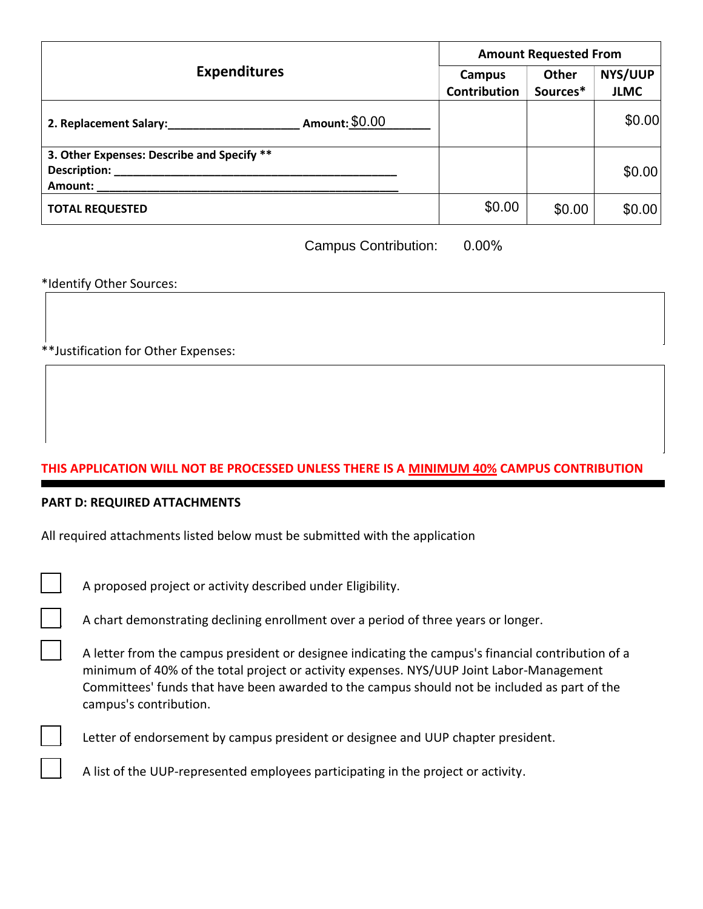| Expenditures | Amount Requested From | | |
|---|---|---|---|
| | Campus Contribution | Other Sources* | NYS/UUP JLMC |
| **2. Replacement Salary:____________________ Amount:** $0.00 | | | $0.00 |
| **3. Other Expenses: Describe and Specify ****<br>**Description: ____________________________________________**<br>**Amount: ______________________________________________** | | | $0.00 |
| **TOTAL REQUESTED** | $0.00 | $0.00 | $0.00 |

Campus Contribution: 0.00%

*Identify Other Sources:

**Justification for Other Expenses:

**THIS APPLICATION WILL NOT BE PROCESSED UNLESS THERE IS A MINIMUM 40% CAMPUS CONTRIBUTION**

---

**PART D: REQUIRED ATTACHMENTS**

All required attachments listed below must be submitted with the application

- [ ] A proposed project or activity described under Eligibility.
- [ ] A chart demonstrating declining enrollment over a period of three years or longer.
- [ ] A letter from the campus president or designee indicating the campus's financial contribution of a minimum of 40% of the total project or activity expenses. NYS/UUP Joint Labor-Management Committees' funds that have been awarded to the campus should not be included as part of the campus's contribution.
- [ ] Letter of endorsement by campus president or designee and UUP chapter president.
- [ ] A list of the UUP-represented employees participating in the project or activity.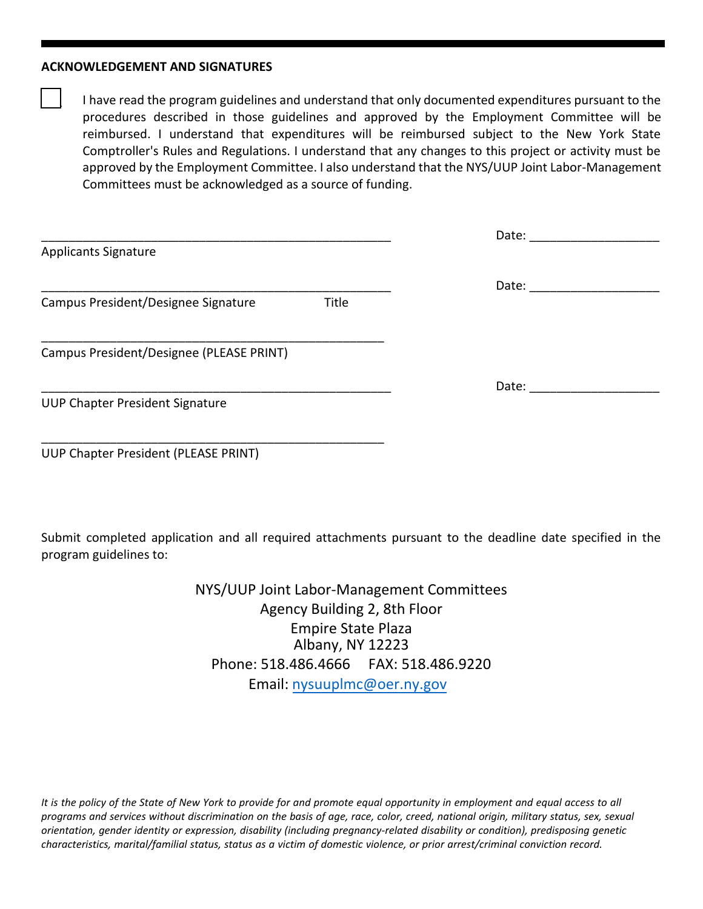**ACKNOWLEDGEMENT AND SIGNATURES**

☐ I have read the program guidelines and understand that only documented expenditures pursuant to the procedures described in those guidelines and approved by the Employment Committee will be reimbursed. I understand that expenditures will be reimbursed subject to the New York State Comptroller's Rules and Regulations. I understand that any changes to this project or activity must be approved by the Employment Committee. I also understand that the NYS/UUP Joint Labor-Management Committees must be acknowledged as a source of funding.

_____________________________________________________ Date: ___________________

Applicants Signature

_____________________________________________________ Date: ___________________

Campus President/Designee Signature Title

_____________________________________________________

Campus President/Designee (PLEASE PRINT)

_____________________________________________________ Date: ___________________

UUP Chapter President Signature

_____________________________________________________

UUP Chapter President (PLEASE PRINT)

Submit completed application and all required attachments pursuant to the deadline date specified in the program guidelines to:

NYS/UUP Joint Labor-Management Committees
Agency Building 2, 8th Floor
Empire State Plaza
Albany, NY 12223
Phone: 518.486.4666 FAX: 518.486.9220
Email: nysuuplmc@oer.ny.gov

*It is the policy of the State of New York to provide for and promote equal opportunity in employment and equal access to all programs and services without discrimination on the basis of age, race, color, creed, national origin, military status, sex, sexual orientation, gender identity or expression, disability (including pregnancy-related disability or condition), predisposing genetic characteristics, marital/familial status, status as a victim of domestic violence, or prior arrest/criminal conviction record.*